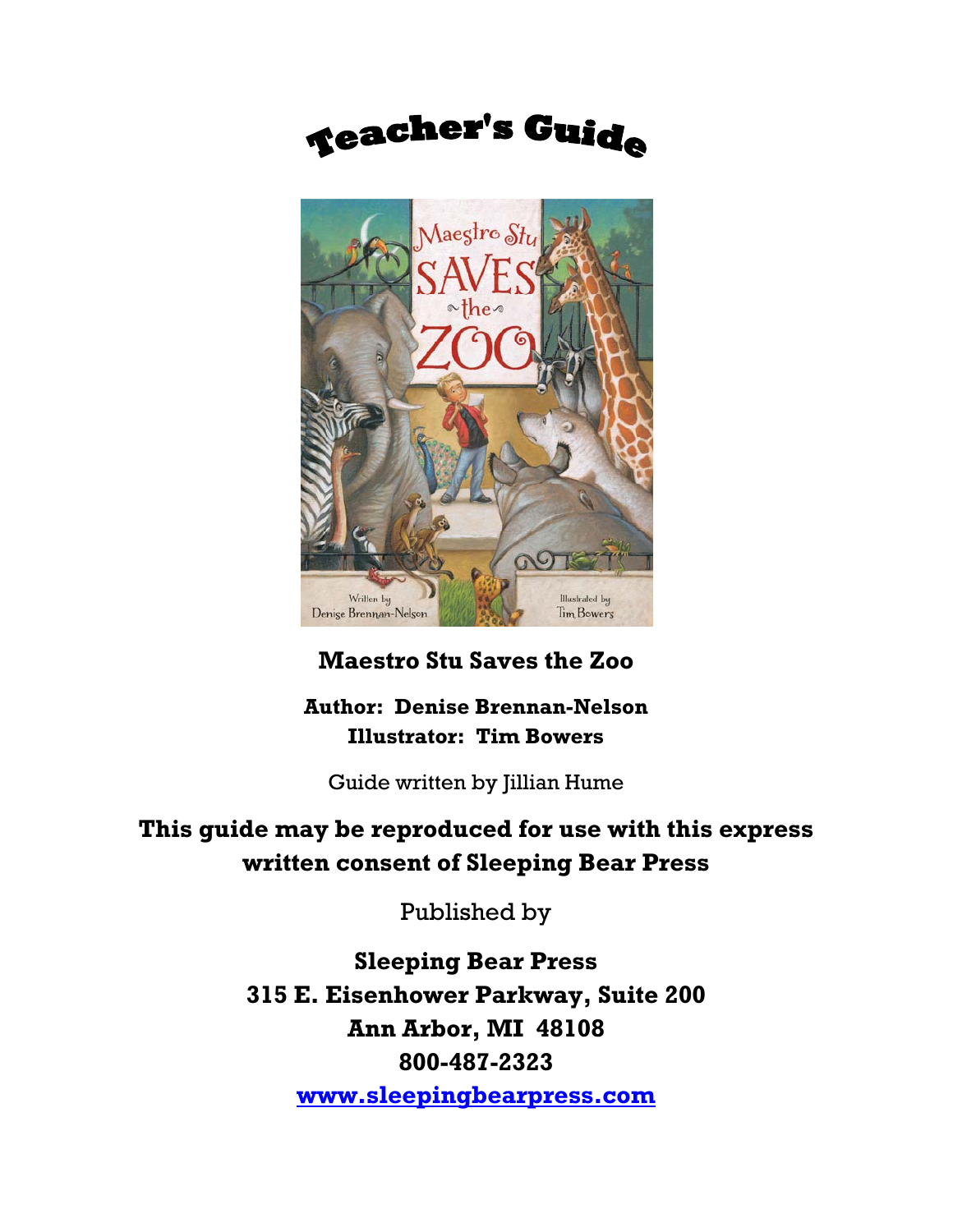# Teacher's Guide

**Maestro Stu Saves the Zoo**

**Author: Denise Brennan-Nelson**
**Illustrator: Tim Bowers**

Guide written by Jillian Hume

**This guide may be reproduced for use with this express written consent of Sleeping Bear Press**

Published by

**Sleeping Bear Press**
**315 E. Eisenhower Parkway, Suite 200**
**Ann Arbor, MI 48108**
**800-487-2323**
**[www.sleepingbearpress.com](http://www.sleepingbearpress.com)**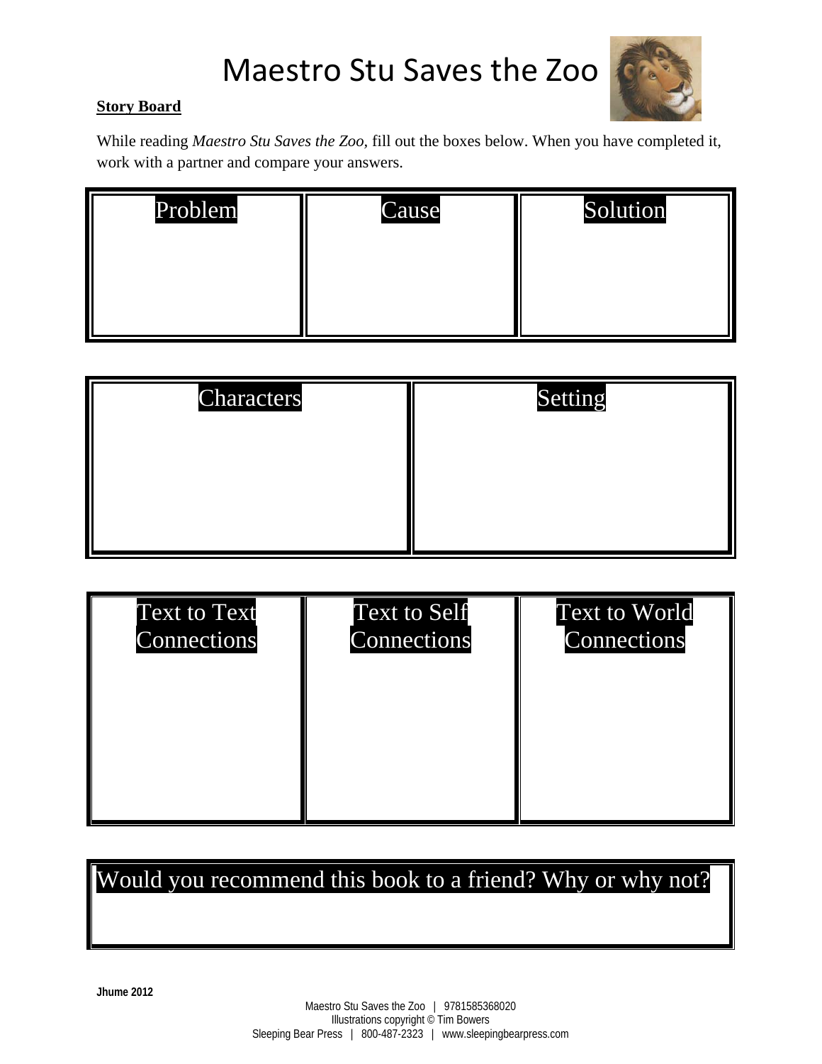# Maestro Stu Saves the Zoo

**Story Board**

While reading *Maestro Stu Saves the Zoo*, fill out the boxes below. When you have completed it, work with a partner and compare your answers.

| Problem | Cause | Solution |
|---|---|---|
| | | |

| Characters | Setting |
|---|---|
| | |

| Text to Text Connections | Text to Self Connections | Text to World Connections |
|---|---|---|
| | | |

| Would you recommend this book to a friend? Why or why not? |
|---|
| |

**Jhume 2012**

Maestro Stu Saves the Zoo | 9781585368020
Illustrations copyright © Tim Bowers
Sleeping Bear Press | 800-487-2323 | www.sleepingbearpress.com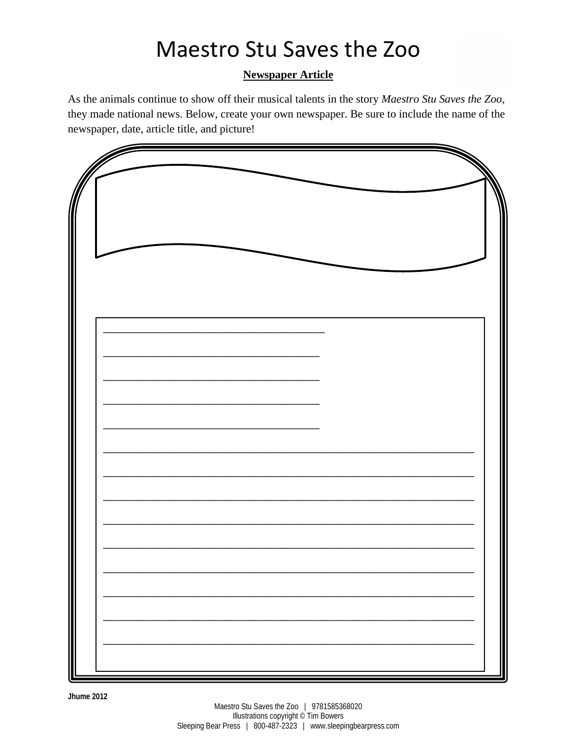# Maestro Stu Saves the Zoo

**Newspaper Article**

As the animals continue to show off their musical talents in the story *Maestro Stu Saves the Zoo*, they made national news. Below, create your own newspaper. Be sure to include the name of the newspaper, date, article title, and picture!

_______________________________________

______________________________________

______________________________________

______________________________________

______________________________________

_________________________________________________________________

_________________________________________________________________

_________________________________________________________________

_________________________________________________________________

_________________________________________________________________

_________________________________________________________________

_________________________________________________________________

_________________________________________________________________

_________________________________________________________________

**Jhume 2012**

Maestro Stu Saves the Zoo | 9781585368020
Illustrations copyright © Tim Bowers
Sleeping Bear Press | 800-487-2323 | www.sleepingbearpress.com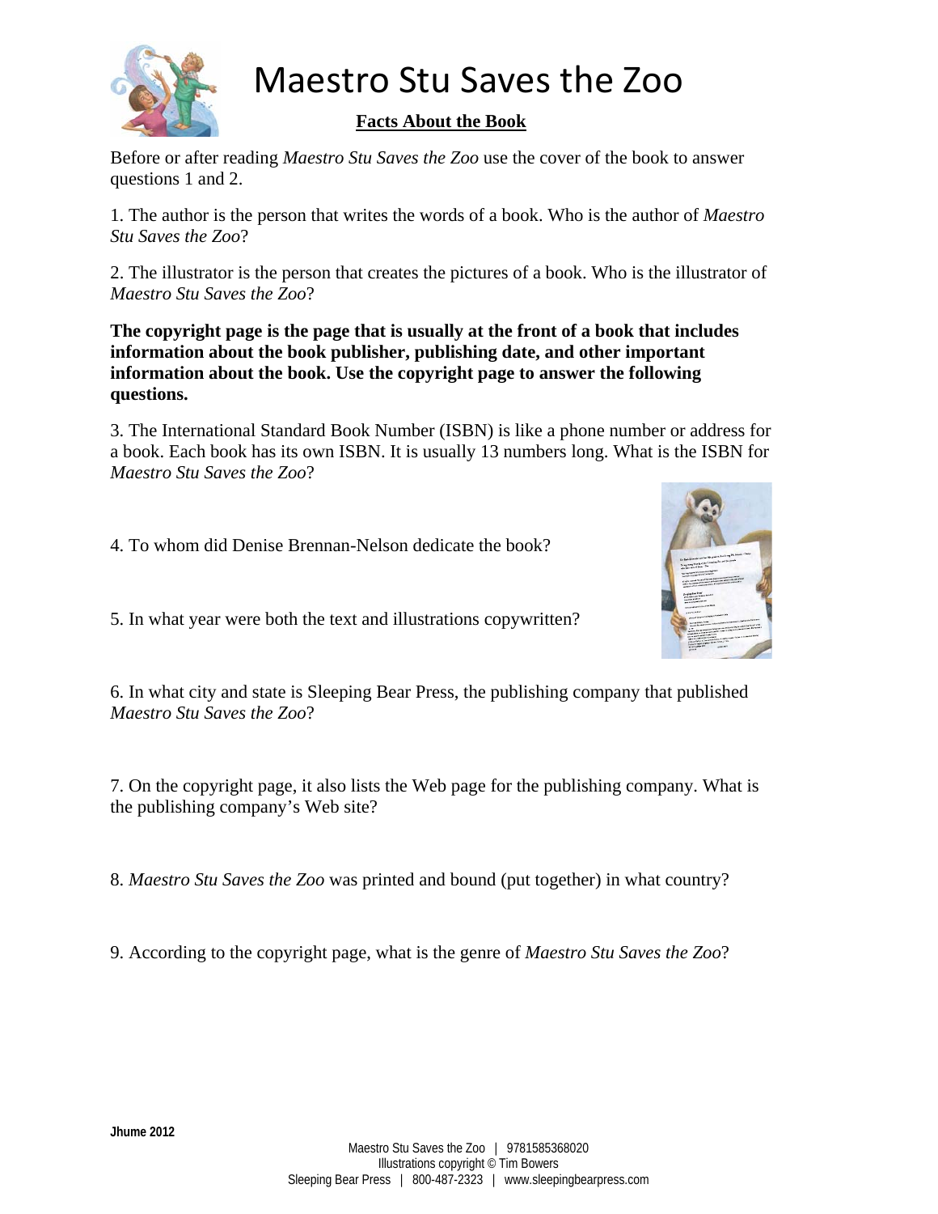# Maestro Stu Saves the Zoo

## Facts About the Book

Before or after reading *Maestro Stu Saves the Zoo* use the cover of the book to answer questions 1 and 2.

1. The author is the person that writes the words of a book. Who is the author of *Maestro Stu Saves the Zoo*?

2. The illustrator is the person that creates the pictures of a book. Who is the illustrator of *Maestro Stu Saves the Zoo*?

**The copyright page is the page that is usually at the front of a book that includes information about the book publisher, publishing date, and other important information about the book. Use the copyright page to answer the following questions.**

3. The International Standard Book Number (ISBN) is like a phone number or address for a book. Each book has its own ISBN. It is usually 13 numbers long. What is the ISBN for *Maestro Stu Saves the Zoo*?

4. To whom did Denise Brennan-Nelson dedicate the book?

5. In what year were both the text and illustrations copywritten?

6. In what city and state is Sleeping Bear Press, the publishing company that published *Maestro Stu Saves the Zoo*?

7. On the copyright page, it also lists the Web page for the publishing company. What is the publishing company's Web site?

8. *Maestro Stu Saves the Zoo* was printed and bound (put together) in what country?

9. According to the copyright page, what is the genre of *Maestro Stu Saves the Zoo*?

Jhume 2012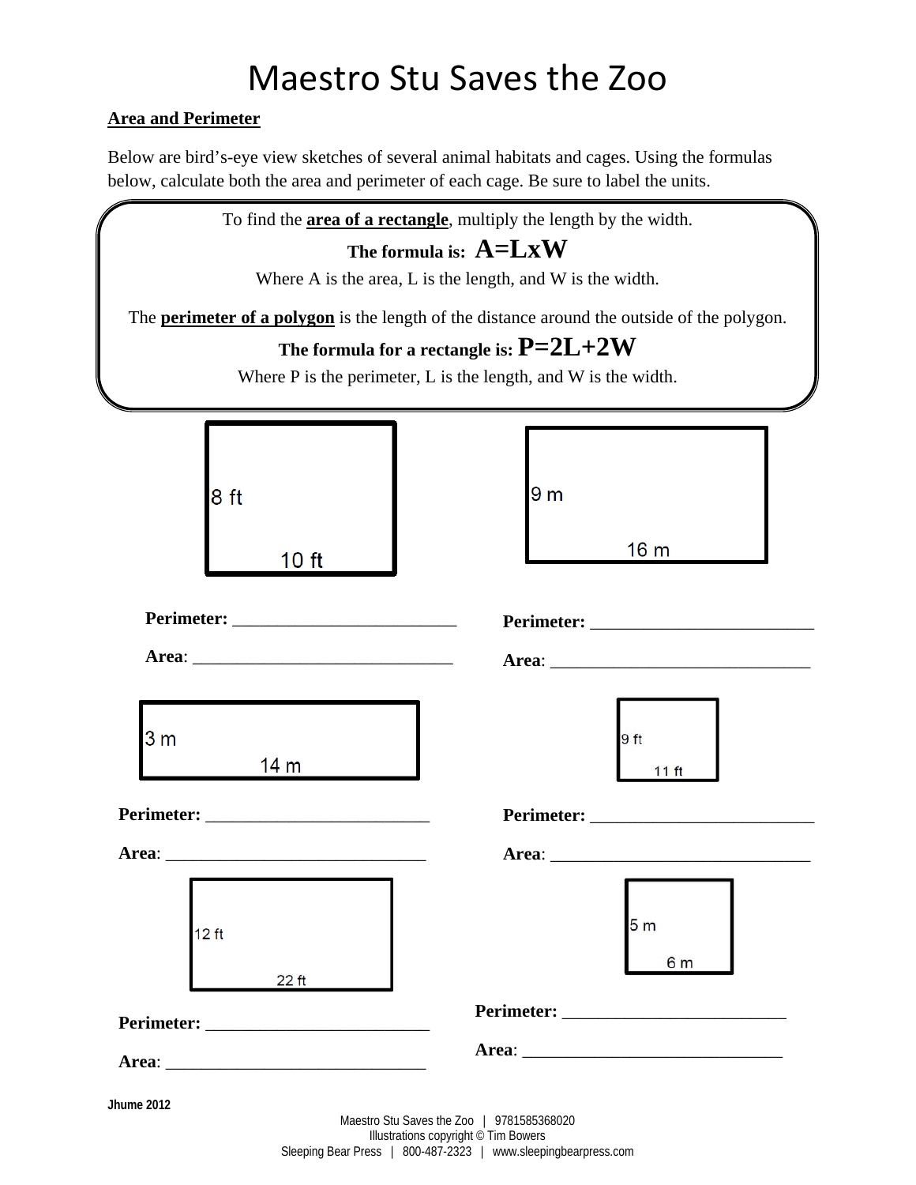# Maestro Stu Saves the Zoo

**Area and Perimeter**

Below are bird's-eye view sketches of several animal habitats and cages. Using the formulas below, calculate both the area and perimeter of each cage. Be sure to label the units.

To find the **area of a rectangle**, multiply the length by the width.

**The formula is:** $A=LxW$

Where A is the area, L is the length, and W is the width.

The **perimeter of a polygon** is the length of the distance around the outside of the polygon.

**The formula for a rectangle is:** $P=2L+2W$

Where P is the perimeter, L is the length, and W is the width.

8 ft
10 ft

**Perimeter:** ___________________________

**Area**: ______________________________

9 m
16 m

**Perimeter:** ___________________________

**Area**: ______________________________

3 m
14 m

**Perimeter:** ___________________________

**Area**: ______________________________

9 ft
11 ft

**Perimeter:** ___________________________

**Area**: ______________________________

12 ft
22 ft

**Perimeter:** ___________________________

**Area**: ______________________________

5 m
6 m

**Perimeter:** ___________________________

**Area**: ______________________________

Jhume 2012

Maestro Stu Saves the Zoo | 9781585368020
Illustrations copyright © Tim Bowers
Sleeping Bear Press | 800-487-2323 | www.sleepingbearpress.com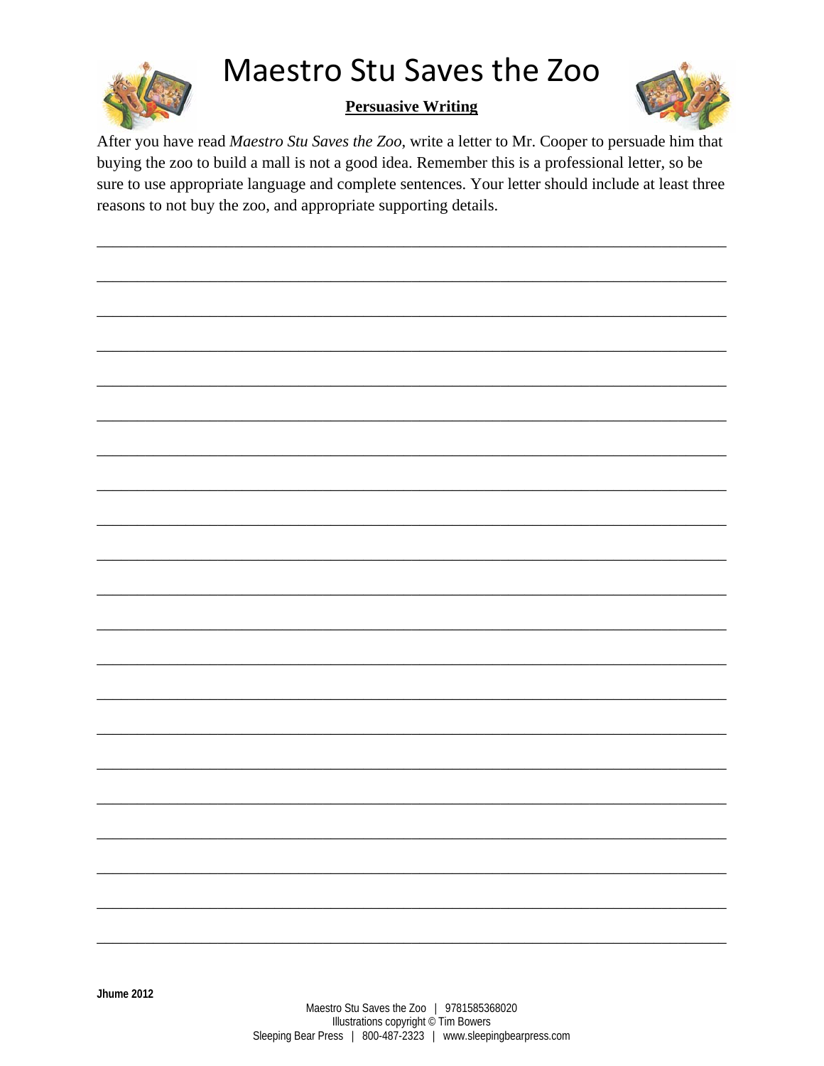# Maestro Stu Saves the Zoo

**Persuasive Writing**

After you have read *Maestro Stu Saves the Zoo*, write a letter to Mr. Cooper to persuade him that buying the zoo to build a mall is not a good idea. Remember this is a professional letter, so be sure to use appropriate language and complete sentences. Your letter should include at least three reasons to not buy the zoo, and appropriate supporting details.

______________________________________________________________________________

______________________________________________________________________________

______________________________________________________________________________

______________________________________________________________________________

______________________________________________________________________________

______________________________________________________________________________

______________________________________________________________________________

______________________________________________________________________________

______________________________________________________________________________

______________________________________________________________________________

______________________________________________________________________________

______________________________________________________________________________

______________________________________________________________________________

______________________________________________________________________________

______________________________________________________________________________

______________________________________________________________________________

______________________________________________________________________________

______________________________________________________________________________

______________________________________________________________________________

______________________________________________________________________________

______________________________________________________________________________

**Jhume 2012**

Maestro Stu Saves the Zoo | 9781585368020
Illustrations copyright © Tim Bowers
Sleeping Bear Press | 800-487-2323 | www.sleepingbearpress.com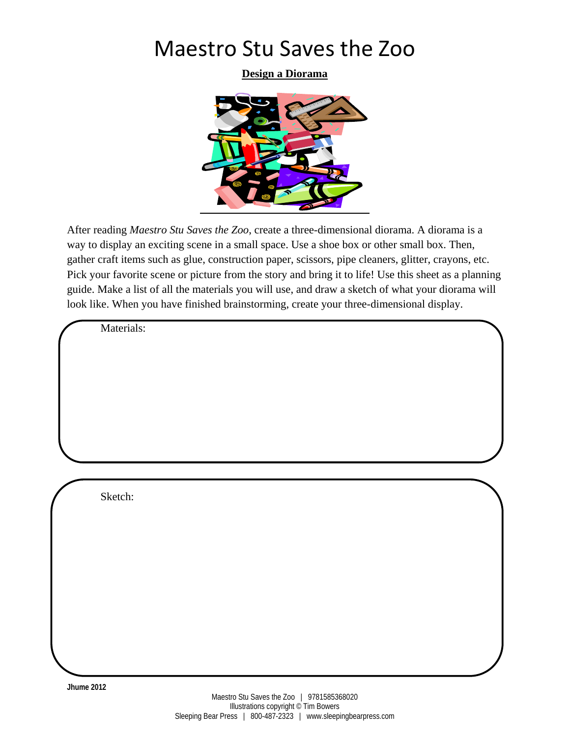# Maestro Stu Saves the Zoo

**Design a Diorama**

After reading *Maestro Stu Saves the Zoo*, create a three-dimensional diorama. A diorama is a way to display an exciting scene in a small space. Use a shoe box or other small box. Then, gather craft items such as glue, construction paper, scissors, pipe cleaners, glitter, crayons, etc. Pick your favorite scene or picture from the story and bring it to life! Use this sheet as a planning guide. Make a list of all the materials you will use, and draw a sketch of what your diorama will look like. When you have finished brainstorming, create your three-dimensional display.

Materials:

Sketch:

**Jhume 2012**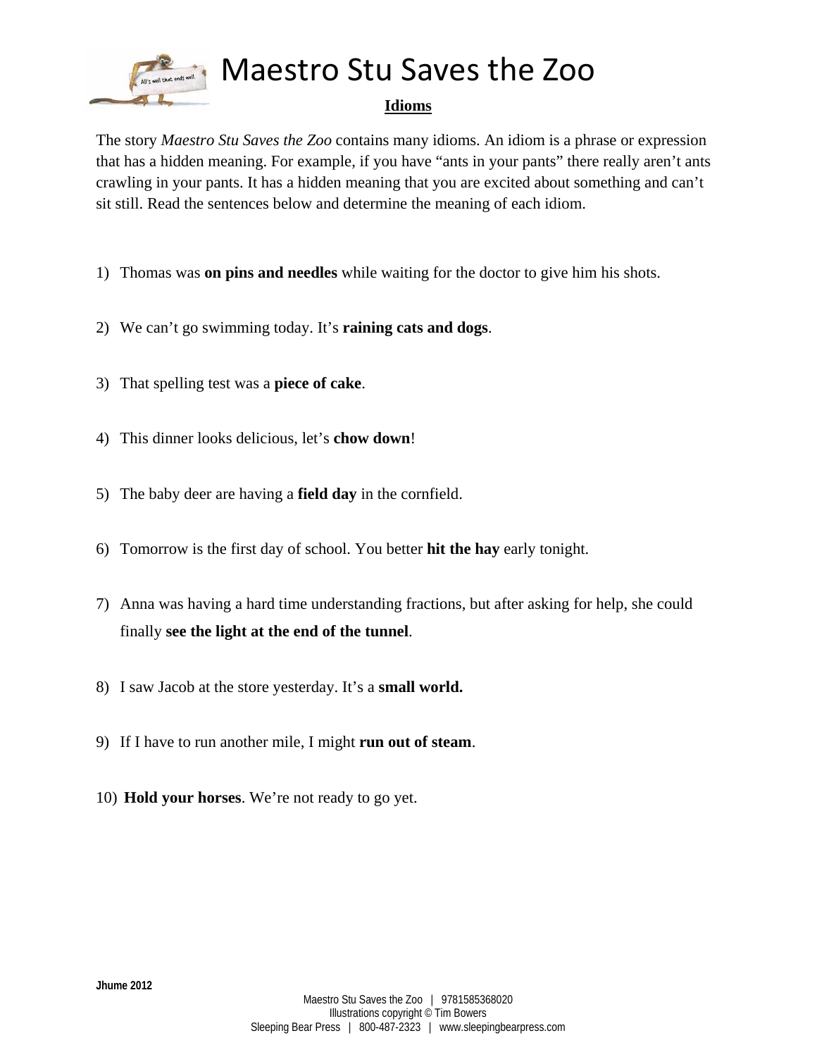# Maestro Stu Saves the Zoo

## Idioms

The story *Maestro Stu Saves the Zoo* contains many idioms. An idiom is a phrase or expression that has a hidden meaning. For example, if you have "ants in your pants" there really aren't ants crawling in your pants. It has a hidden meaning that you are excited about something and can't sit still. Read the sentences below and determine the meaning of each idiom.

1) Thomas was **on pins and needles** while waiting for the doctor to give him his shots.

2) We can't go swimming today. It's **raining cats and dogs**.

3) That spelling test was a **piece of cake**.

4) This dinner looks delicious, let's **chow down**!

5) The baby deer are having a **field day** in the cornfield.

6) Tomorrow is the first day of school. You better **hit the hay** early tonight.

7) Anna was having a hard time understanding fractions, but after asking for help, she could finally **see the light at the end of the tunnel**.

8) I saw Jacob at the store yesterday. It's a **small world.**

9) If I have to run another mile, I might **run out of steam**.

10) **Hold your horses**. We're not ready to go yet.

**Jhume 2012**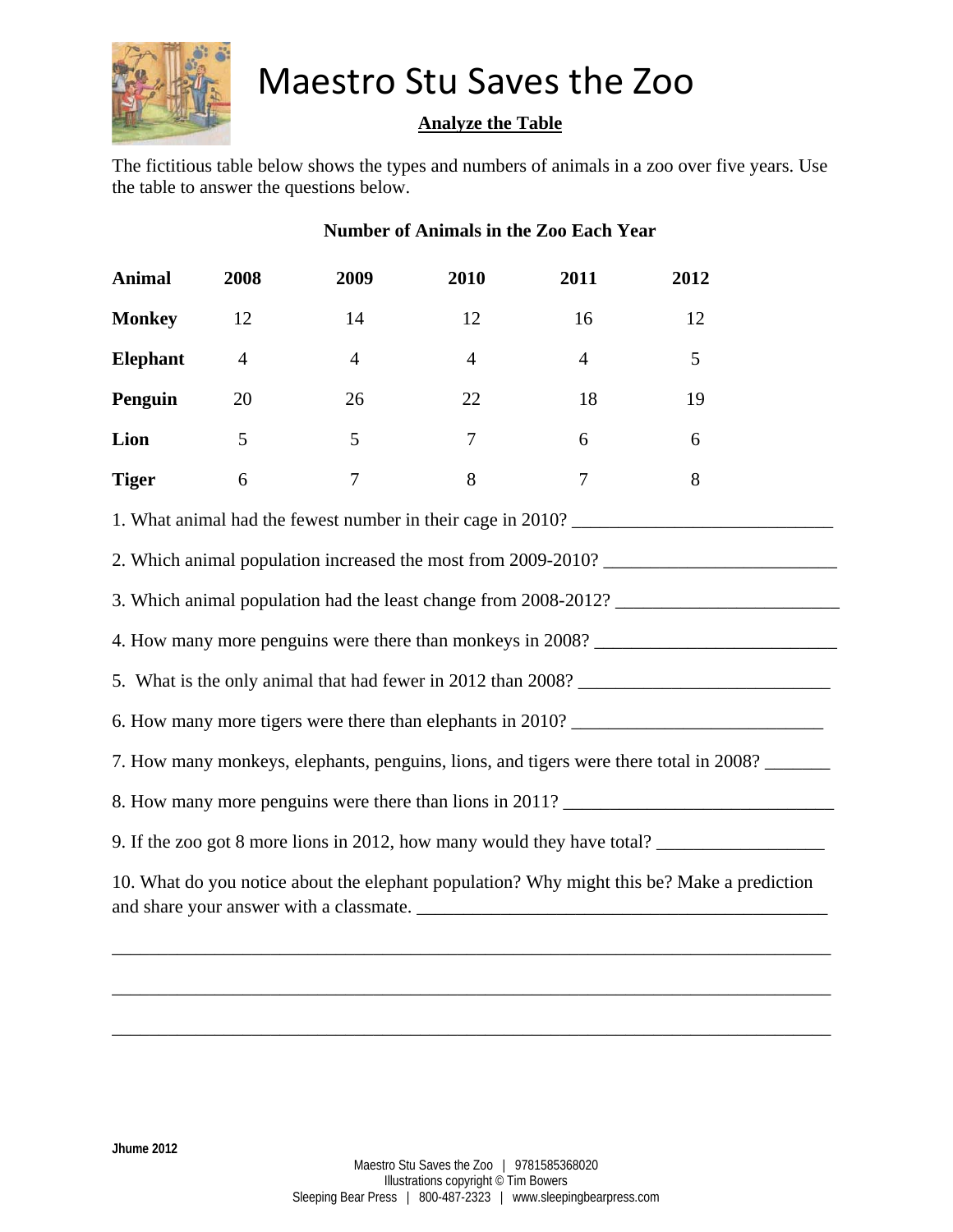# Maestro Stu Saves the Zoo

## Analyze the Table

The fictitious table below shows the types and numbers of animals in a zoo over five years. Use the table to answer the questions below.

**Number of Animals in the Zoo Each Year**

| Animal | 2008 | 2009 | 2010 | 2011 | 2012 |
|---|---|---|---|---|---|
| Monkey | 12 | 14 | 12 | 16 | 12 |
| Elephant | 4 | 4 | 4 | 4 | 5 |
| Penguin | 20 | 26 | 22 | 18 | 19 |
| Lion | 5 | 5 | 7 | 6 | 6 |
| Tiger | 6 | 7 | 8 | 7 | 8 |

1. What animal had the fewest number in their cage in 2010? ____________________________

2. Which animal population increased the most from 2009-2010? _________________________

3. Which animal population had the least change from 2008-2012? ________________________

4. How many more penguins were there than monkeys in 2008? __________________________

5. What is the only animal that had fewer in 2012 than 2008? ___________________________

6. How many more tigers were there than elephants in 2010? ___________________________

7. How many monkeys, elephants, penguins, lions, and tigers were there total in 2008? _______

8. How many more penguins were there than lions in 2011? _____________________________

9. If the zoo got 8 more lions in 2012, how many would they have total? __________________

10. What do you notice about the elephant population? Why might this be? Make a prediction and share your answer with a classmate. ______________________________________________

_____________________________________________________________________________

_____________________________________________________________________________

_____________________________________________________________________________

Jhume 2012

Maestro Stu Saves the Zoo | 9781585368020
Illustrations copyright © Tim Bowers
Sleeping Bear Press | 800-487-2323 | www.sleepingbearpress.com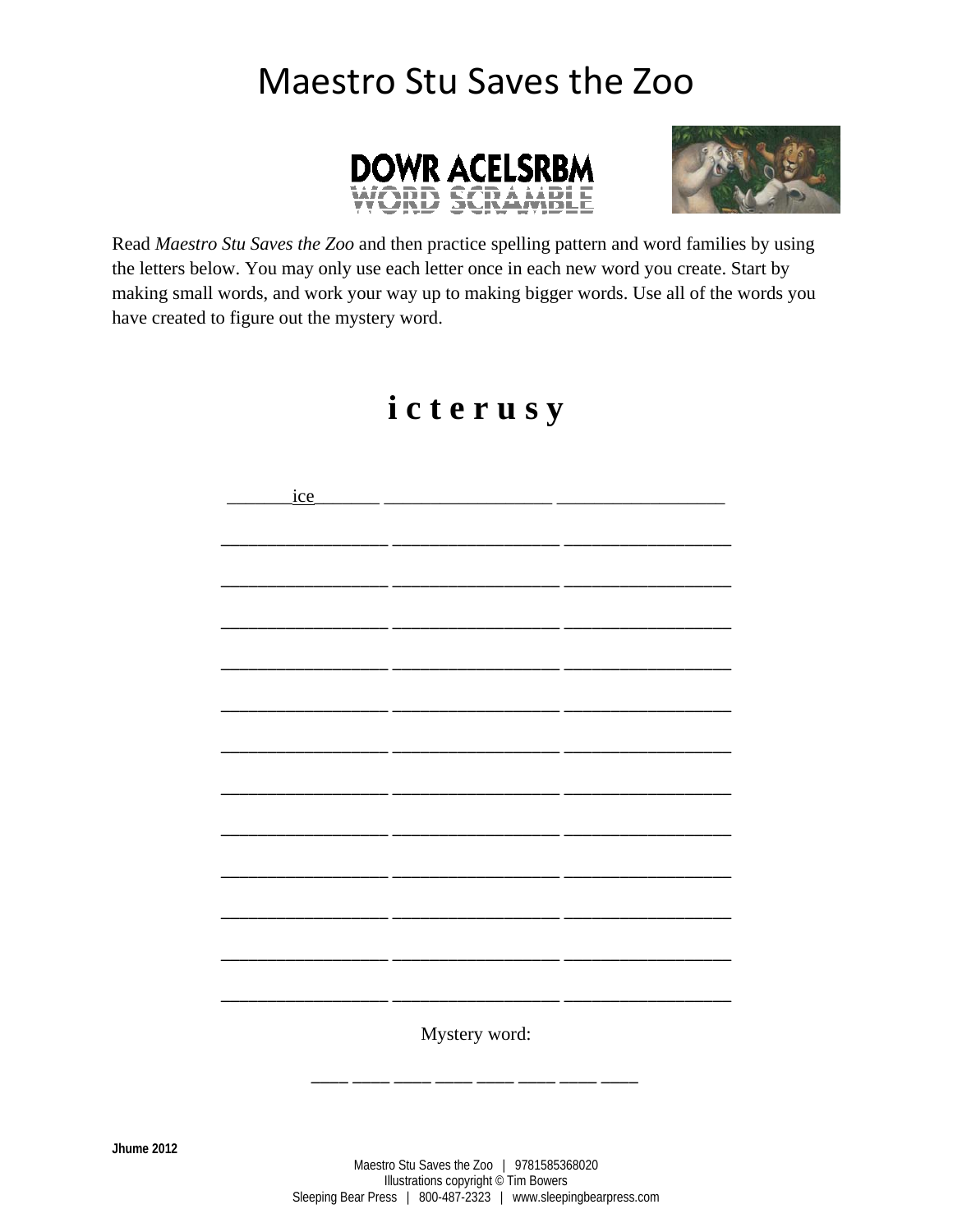# Maestro Stu Saves the Zoo

DOWR ACELSRBM
WORD SCRAMBLE

Read *Maestro Stu Saves the Zoo* and then practice spelling pattern and word families by using the letters below. You may only use each letter once in each new word you create. Start by making small words, and work your way up to making bigger words. Use all of the words you have created to figure out the mystery word.

**i c t e r u s y**

_______ice_______ _________________ _________________

_________________ _________________ _________________

_________________ _________________ _________________

_________________ _________________ _________________

_________________ _________________ _________________

_________________ _________________ _________________

_________________ _________________ _________________

_________________ _________________ _________________

_________________ _________________ _________________

_________________ _________________ _________________

_________________ _________________ _________________

_________________ _________________ _________________

_________________ _________________ _________________

Mystery word:

____ ____ ____ ____ ____ ____ ____ ____

Jhume 2012

Maestro Stu Saves the Zoo | 9781585368020
Illustrations copyright © Tim Bowers
Sleeping Bear Press | 800-487-2323 | www.sleepingbearpress.com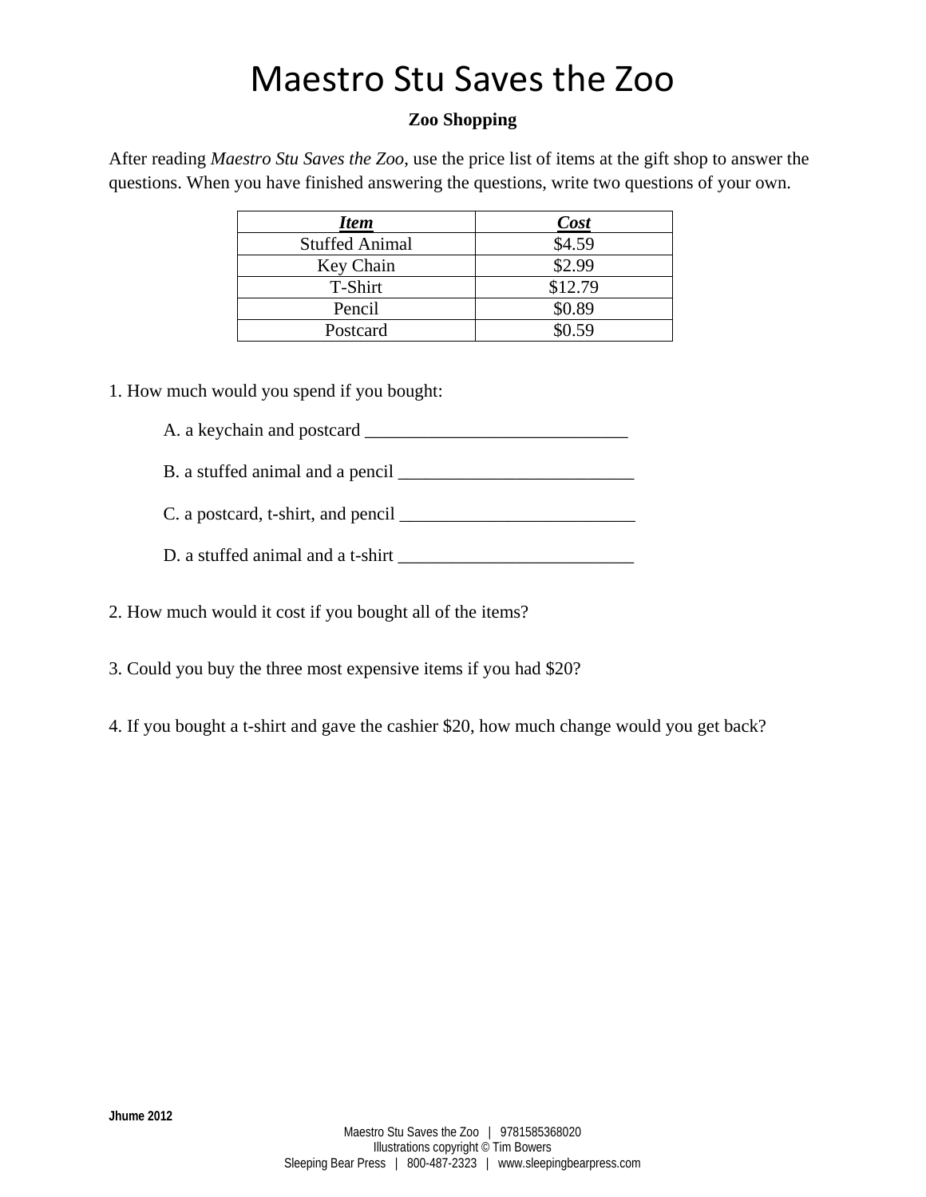# Maestro Stu Saves the Zoo

**Zoo Shopping**

After reading *Maestro Stu Saves the Zoo*, use the price list of items at the gift shop to answer the questions. When you have finished answering the questions, write two questions of your own.

| ***Item*** | ***Cost*** |
|---|---|
| Stuffed Animal | $4.59 |
| Key Chain | $2.99 |
| T-Shirt | $12.79 |
| Pencil | $0.89 |
| Postcard | $0.59 |

1. How much would you spend if you bought:

   A. a keychain and postcard ______________________________

   B. a stuffed animal and a pencil ___________________________

   C. a postcard, t-shirt, and pencil ___________________________

   D. a stuffed animal and a t-shirt ___________________________

2. How much would it cost if you bought all of the items?

3. Could you buy the three most expensive items if you had $20?

4. If you bought a t-shirt and gave the cashier $20, how much change would you get back?

Jhume 2012

Maestro Stu Saves the Zoo | 9781585368020
Illustrations copyright © Tim Bowers
Sleeping Bear Press | 800-487-2323 | www.sleepingbearpress.com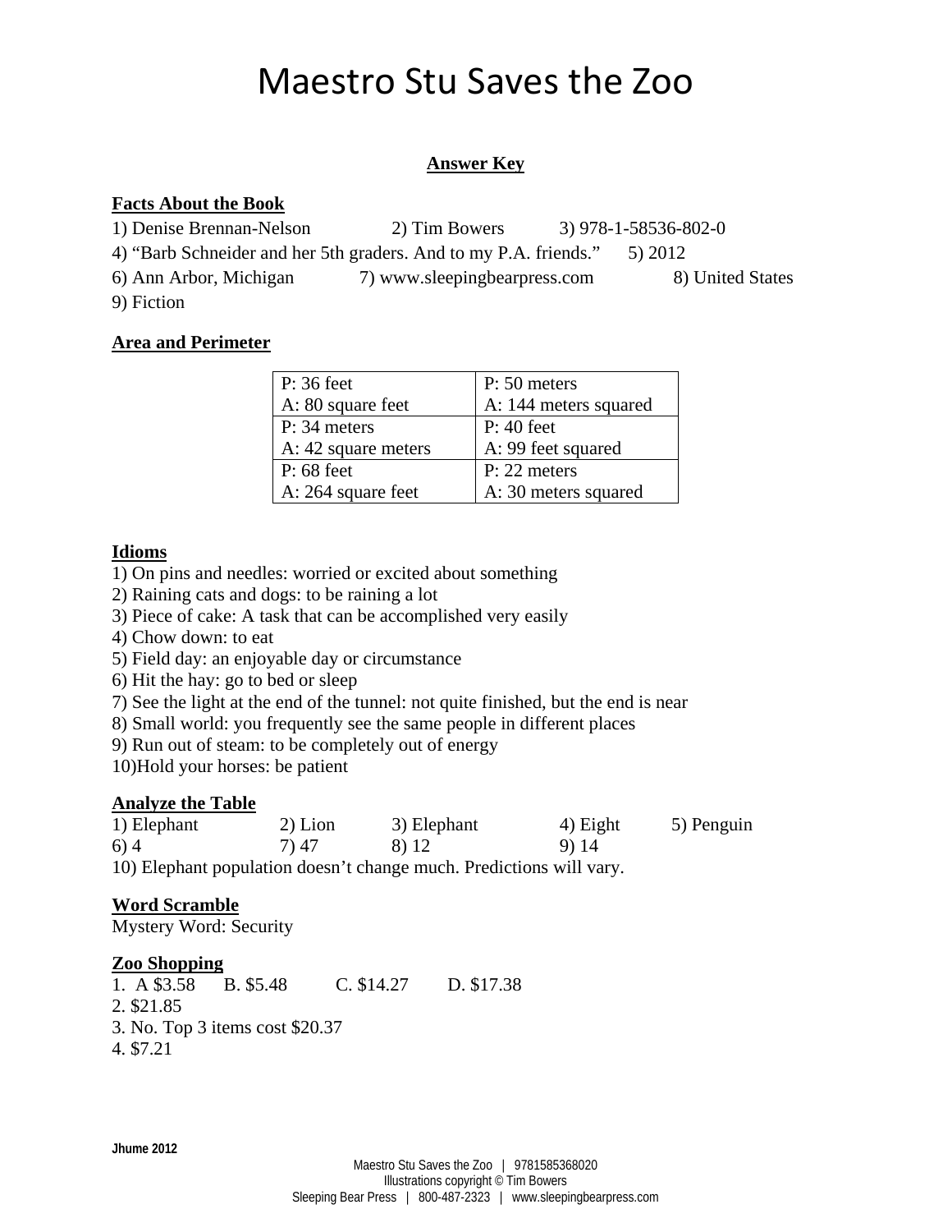# Maestro Stu Saves the Zoo

## Answer Key

**Facts About the Book**

1) Denise Brennan-Nelson 2) Tim Bowers 3) 978-1-58536-802-0
4) "Barb Schneider and her 5th graders. And to my P.A. friends." 5) 2012
6) Ann Arbor, Michigan 7) www.sleepingbearpress.com 8) United States
9) Fiction

**Area and Perimeter**

| | |
|---|---|
| P: 36 feet<br>A: 80 square feet | P: 50 meters<br>A: 144 meters squared |
| P: 34 meters<br>A: 42 square meters | P: 40 feet<br>A: 99 feet squared |
| P: 68 feet<br>A: 264 square feet | P: 22 meters<br>A: 30 meters squared |

**Idioms**

1) On pins and needles: worried or excited about something
2) Raining cats and dogs: to be raining a lot
3) Piece of cake: A task that can be accomplished very easily
4) Chow down: to eat
5) Field day: an enjoyable day or circumstance
6) Hit the hay: go to bed or sleep
7) See the light at the end of the tunnel: not quite finished, but the end is near
8) Small world: you frequently see the same people in different places
9) Run out of steam: to be completely out of energy
10) Hold your horses: be patient

**Analyze the Table**

1) Elephant 2) Lion 3) Elephant 4) Eight 5) Penguin
6) 4 7) 47 8) 12 9) 14
10) Elephant population doesn't change much. Predictions will vary.

**Word Scramble**

Mystery Word: Security

**Zoo Shopping**

1. A $3.58 B. $5.48 C. $14.27 D. $17.38
2. $21.85
3. No. Top 3 items cost $20.37
4. $7.21

Jhume 2012